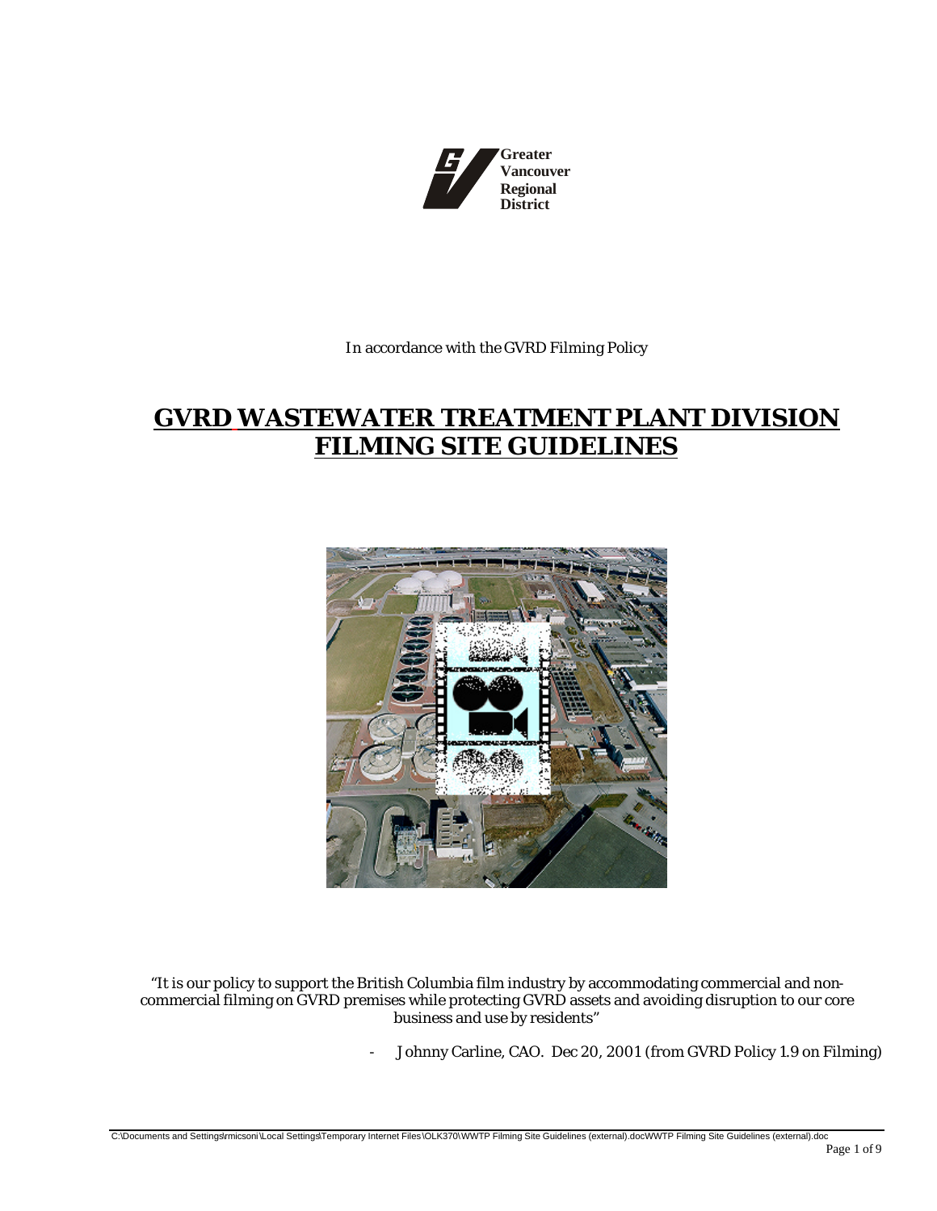Greater Vancouver Regional District

In accordance with the GVRD Filming Policy

# GVRD WASTEWATER TREATMENT PLANT DIVISION FILMING SITE GUIDELINES

"It is our policy to support the British Columbia film industry by accommodating commercial and non-commercial filming on GVRD premises while protecting GVRD assets and avoiding disruption to our core business and use by residents"

- Johnny Carline, CAO. Dec 20, 2001 (from GVRD Policy 1.9 on Filming)

C:\Documents and Settings\rmicsoni\Local Settings\Temporary Internet Files\OLK370\WWTP Filming Site Guidelines (external).docWWTP Filming Site Guidelines (external).doc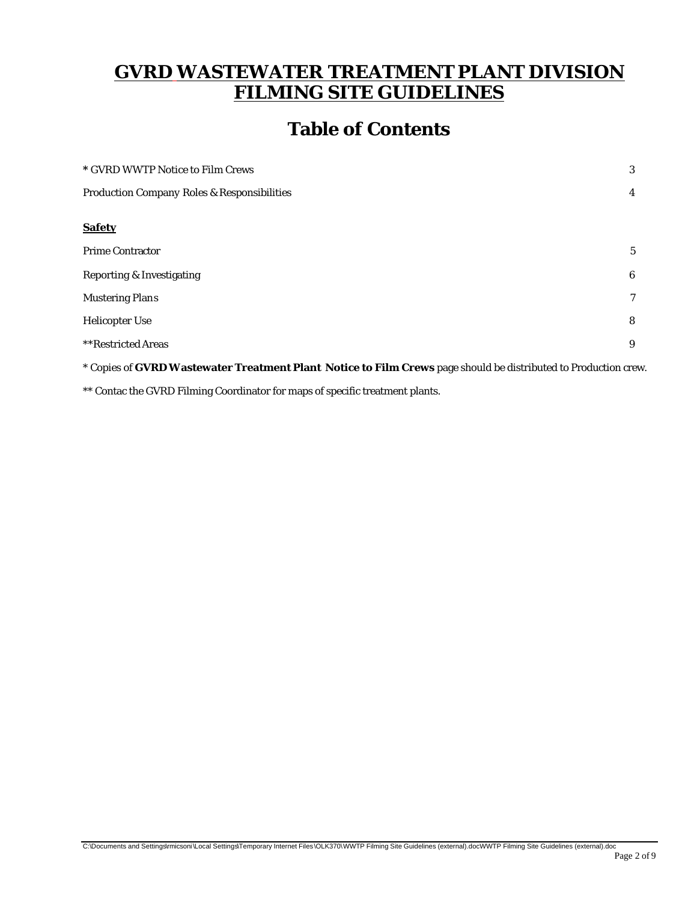# GVRD WASTEWATER TREATMENT PLANT DIVISION FILMING SITE GUIDELINES

## Table of Contents

| | |
|---|---|
| * GVRD WWTP Notice to Film Crews | 3 |
| Production Company Roles & Responsibilities | 4 |
| **Safety** | |
| Prime Contractor | 5 |
| Reporting & Investigating | 6 |
| Mustering Plans | 7 |
| Helicopter Use | 8 |
| **Restricted Areas | 9 |

* Copies of **GVRD Wastewater Treatment Plant Notice to Film Crews** page should be distributed to Production crew.

** Contac the GVRD Filming Coordinator for maps of specific treatment plants.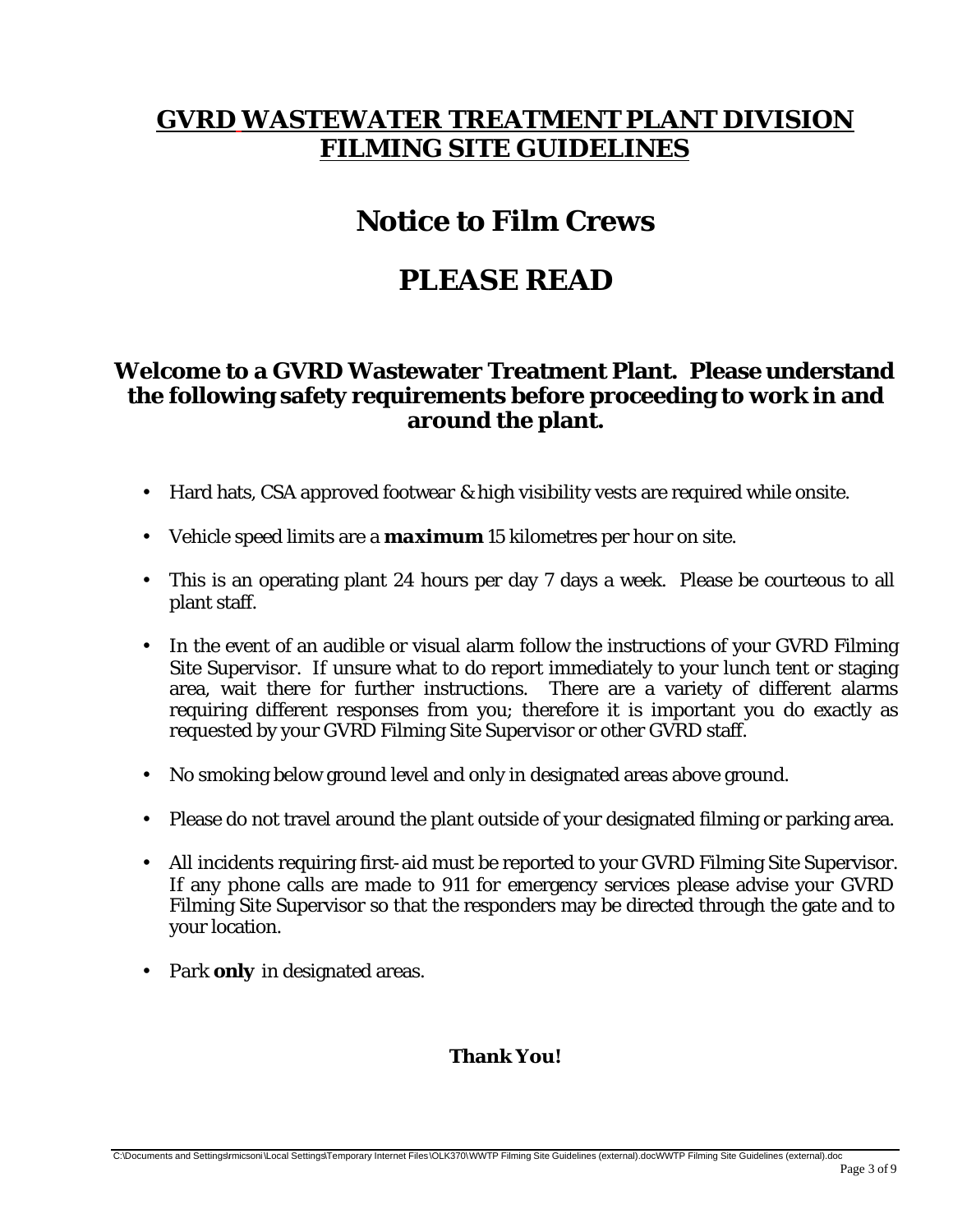# GVRD WASTEWATER TREATMENT PLANT DIVISION FILMING SITE GUIDELINES

## Notice to Film Crews

## PLEASE READ

### Welcome to a GVRD Wastewater Treatment Plant. Please understand the following safety requirements before proceeding to work in and around the plant.

- Hard hats, CSA approved footwear & high visibility vests are required while onsite.
- Vehicle speed limits are a ***maximum*** 15 kilometres per hour on site.
- This is an operating plant 24 hours per day 7 days a week. Please be courteous to all plant staff.
- In the event of an audible or visual alarm follow the instructions of your GVRD Filming Site Supervisor. If unsure what to do report immediately to your lunch tent or staging area, wait there for further instructions. There are a variety of different alarms requiring different responses from you; therefore it is important you do exactly as requested by your GVRD Filming Site Supervisor or other GVRD staff.
- No smoking below ground level and only in designated areas above ground.
- Please do not travel around the plant outside of your designated filming or parking area.
- All incidents requiring first-aid must be reported to your GVRD Filming Site Supervisor. If any phone calls are made to 911 for emergency services please advise your GVRD Filming Site Supervisor so that the responders may be directed through the gate and to your location.
- Park **only** in designated areas.

**Thank You!**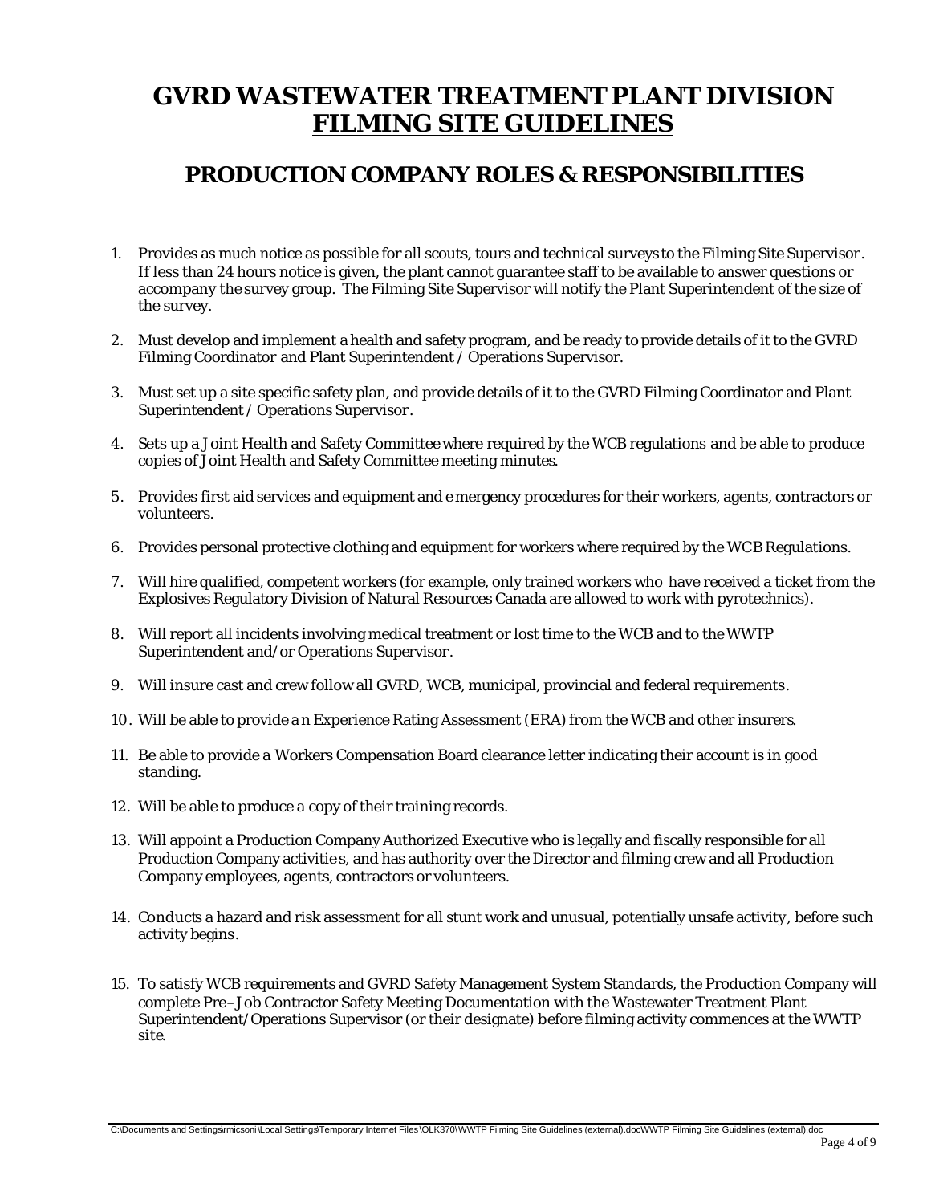# GVRD WASTEWATER TREATMENT PLANT DIVISION FILMING SITE GUIDELINES

## PRODUCTION COMPANY ROLES & RESPONSIBILITIES

1. Provides as much notice as possible for all scouts, tours and technical surveys to the Filming Site Supervisor. If less than 24 hours notice is given, the plant cannot guarantee staff to be available to answer questions or accompany the survey group. The Filming Site Supervisor will notify the Plant Superintendent of the size of the survey.

2. Must develop and implement a health and safety program, and be ready to provide details of it to the GVRD Filming Coordinator and Plant Superintendent / Operations Supervisor.

3. Must set up a site specific safety plan, and provide details of it to the GVRD Filming Coordinator and Plant Superintendent / Operations Supervisor.

4. Sets up a Joint Health and Safety Committee where required by the WCB regulations and be able to produce copies of Joint Health and Safety Committee meeting minutes.

5. Provides first aid services and equipment and emergency procedures for their workers, agents, contractors or volunteers.

6. Provides personal protective clothing and equipment for workers where required by the WCB Regulations.

7. Will hire qualified, competent workers (for example, only trained workers who have received a ticket from the Explosives Regulatory Division of Natural Resources Canada are allowed to work with pyrotechnics).

8. Will report all incidents involving medical treatment or lost time to the WCB and to the WWTP Superintendent and/or Operations Supervisor.

9. Will insure cast and crew follow all GVRD, WCB, municipal, provincial and federal requirements.

10. Will be able to provide an Experience Rating Assessment (ERA) from the WCB and other insurers.

11. Be able to provide a Workers Compensation Board clearance letter indicating their account is in good standing.

12. Will be able to produce a copy of their training records.

13. Will appoint a Production Company Authorized Executive who is legally and fiscally responsible for all Production Company activities, and has authority over the Director and filming crew and all Production Company employees, agents, contractors or volunteers.

14. Conducts a hazard and risk assessment for all stunt work and unusual, potentially unsafe activity, before such activity begins.

15. To satisfy WCB requirements and GVRD Safety Management System Standards, the Production Company will complete Pre–Job Contractor Safety Meeting Documentation with the Wastewater Treatment Plant Superintendent/Operations Supervisor (or their designate) before filming activity commences at the WWTP site.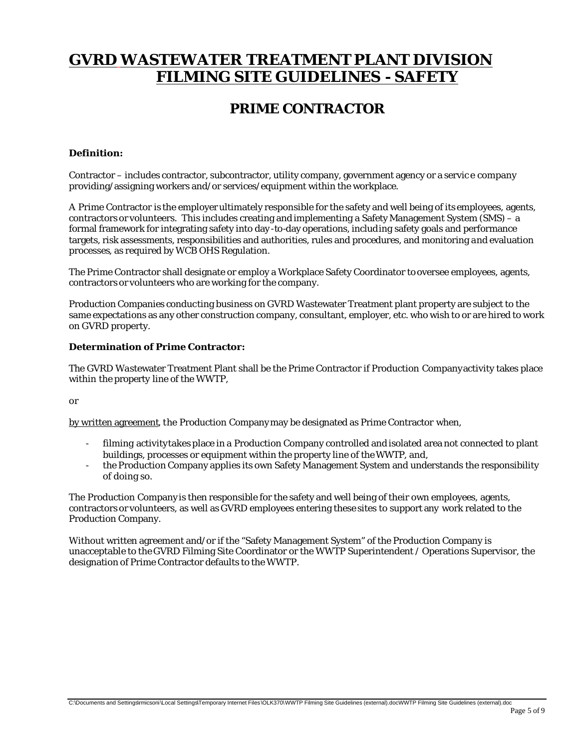# GVRD WASTEWATER TREATMENT PLANT DIVISION
# FILMING SITE GUIDELINES - SAFETY

## PRIME CONTRACTOR

**Definition:**

Contractor – includes contractor, subcontractor, utility company, government agency or a service company providing/assigning workers and/or services/equipment within the workplace.

A Prime Contractor is the employer ultimately responsible for the safety and well being of its employees, agents, contractors or volunteers. This includes creating and implementing a Safety Management System (SMS) – a formal framework for integrating safety into day-to-day operations, including safety goals and performance targets, risk assessments, responsibilities and authorities, rules and procedures, and monitoring and evaluation processes, as required by WCB OHS Regulation.

The Prime Contractor shall designate or employ a Workplace Safety Coordinator to oversee employees, agents, contractors or volunteers who are working for the company.

Production Companies conducting business on GVRD Wastewater Treatment plant property are subject to the same expectations as any other construction company, consultant, employer, etc. who wish to or are hired to work on GVRD property.

**Determination of Prime Contractor:**

The GVRD Wastewater Treatment Plant shall be the Prime Contractor if Production Company activity takes place within the property line of the WWTP,

or

by written agreement, the Production Company may be designated as Prime Contractor when,

- filming activity takes place in a Production Company controlled and isolated area not connected to plant buildings, processes or equipment within the property line of the WWTP, and,
- the Production Company applies its own Safety Management System and understands the responsibility of doing so.

The Production Company is then responsible for the safety and well being of their own employees, agents, contractors or volunteers, as well as GVRD employees entering these sites to support any work related to the Production Company.

Without written agreement and/or if the "Safety Management System" of the Production Company is unacceptable to the GVRD Filming Site Coordinator or the WWTP Superintendent / Operations Supervisor, the designation of Prime Contractor defaults to the WWTP.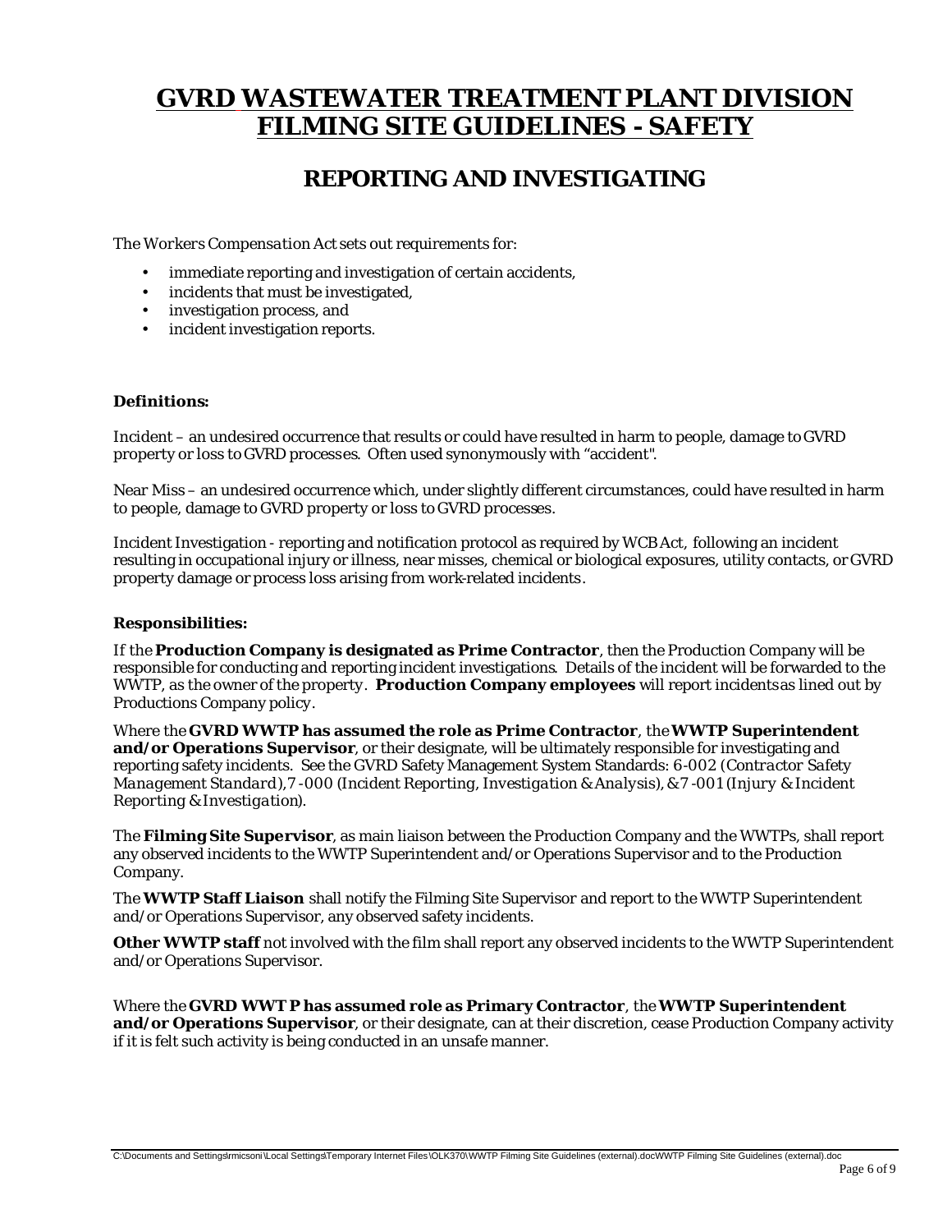# GVRD WASTEWATER TREATMENT PLANT DIVISION FILMING SITE GUIDELINES - SAFETY

## REPORTING AND INVESTIGATING

The *Workers Compensation Act* sets out requirements for:

- immediate reporting and investigation of certain accidents,
- incidents that must be investigated,
- investigation process, and
- incident investigation reports.

**Definitions:**

Incident – an undesired occurrence that results or could have resulted in harm to people, damage to GVRD property or loss to GVRD processes. Often used synonymously with "accident".

Near Miss – an undesired occurrence which, under slightly different circumstances, could have resulted in harm to people, damage to GVRD property or loss to GVRD processes.

Incident Investigation - reporting and notification protocol as required by WCB Act, following an incident resulting in occupational injury or illness, near misses, chemical or biological exposures, utility contacts, or GVRD property damage or process loss arising from work-related incidents.

**Responsibilities:**

If the **Production Company is designated as Prime Contractor**, then the Production Company will be responsible for conducting and reporting incident investigations. Details of the incident will be forwarded to the WWTP, as the owner of the property. **Production Company employees** will report incidents as lined out by Productions Company policy.

Where the **GVRD WWTP has assumed the role as Prime Contractor**, the **WWTP Superintendent and/or Operations Supervisor**, or their designate, will be ultimately responsible for investigating and reporting safety incidents. See the GVRD Safety Management System Standards: 6-002 (*Contractor Safety Management Standard*), 7-000 (*Incident Reporting, Investigation & Analysis*), & 7-001 (*Injury & Incident Reporting & Investigation*).

The **Filming Site Supervisor**, as main liaison between the Production Company and the WWTPs, shall report any observed incidents to the WWTP Superintendent and/or Operations Supervisor and to the Production Company.

The **WWTP Staff Liaison** shall notify the Filming Site Supervisor and report to the WWTP Superintendent and/or Operations Supervisor, any observed safety incidents.

**Other WWTP staff** not involved with the film shall report any observed incidents to the WWTP Superintendent and/or Operations Supervisor.

Where the **GVRD WWTP has assumed role as Primary Contractor**, the **WWTP Superintendent and/or Operations Supervisor**, or their designate, can at their discretion, cease Production Company activity if it is felt such activity is being conducted in an unsafe manner.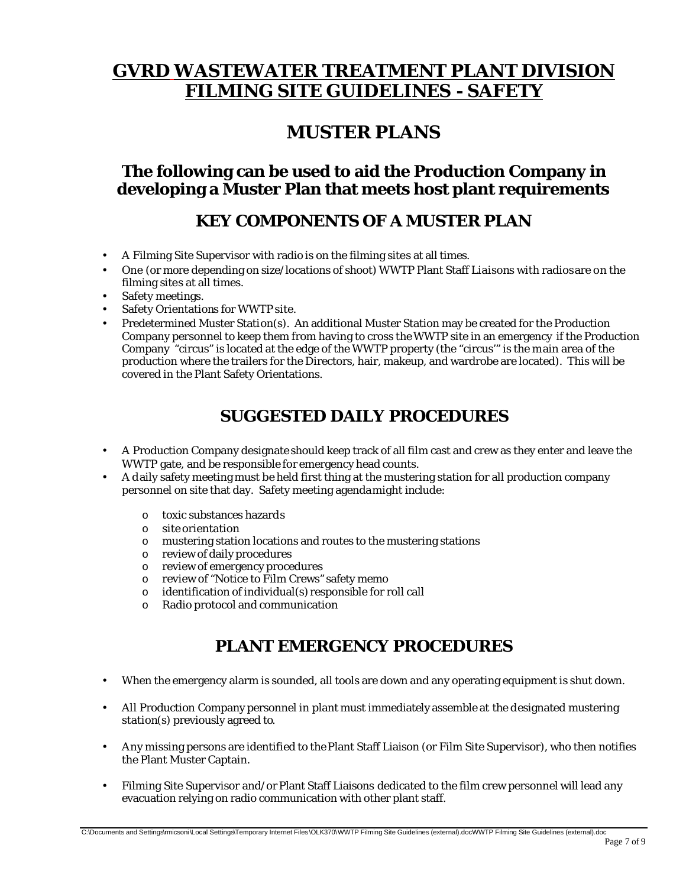# GVRD WASTEWATER TREATMENT PLANT DIVISION FILMING SITE GUIDELINES - SAFETY

## MUSTER PLANS

### The following can be used to aid the Production Company in developing a Muster Plan that meets host plant requirements

### KEY COMPONENTS OF A MUSTER PLAN

- A Filming Site Supervisor with radio is on the filming sites at all times.
- One (or more depending on size/locations of shoot) WWTP Plant Staff Liaisons with radios are on the filming sites at all times.
- Safety meetings.
- Safety Orientations for WWTP site.
- Predetermined Muster Station(s). An additional Muster Station may be created for the Production Company personnel to keep them from having to cross the WWTP site in an emergency if the Production Company "circus" is located at the edge of the WWTP property (the "circus'" is the main area of the production where the trailers for the Directors, hair, makeup, and wardrobe are located). This will be covered in the Plant Safety Orientations.

## SUGGESTED DAILY PROCEDURES

- A Production Company designate should keep track of all film cast and crew as they enter and leave the WWTP gate, and be responsible for emergency head counts.
- A daily safety meeting must be held first thing at the mustering station for all production company personnel on site that day. Safety meeting agenda might include:
  - toxic substances hazards
  - site orientation
  - mustering station locations and routes to the mustering stations
  - review of daily procedures
  - review of emergency procedures
  - review of "Notice to Film Crews" safety memo
  - identification of individual(s) responsible for roll call
  - Radio protocol and communication

## PLANT EMERGENCY PROCEDURES

- When the emergency alarm is sounded, all tools are down and any operating equipment is shut down.
- All Production Company personnel in plant must immediately assemble at the designated mustering station(s) previously agreed to.
- Any missing persons are identified to the Plant Staff Liaison (or Film Site Supervisor), who then notifies the Plant Muster Captain.
- Filming Site Supervisor and/or Plant Staff Liaisons dedicated to the film crew personnel will lead any evacuation relying on radio communication with other plant staff.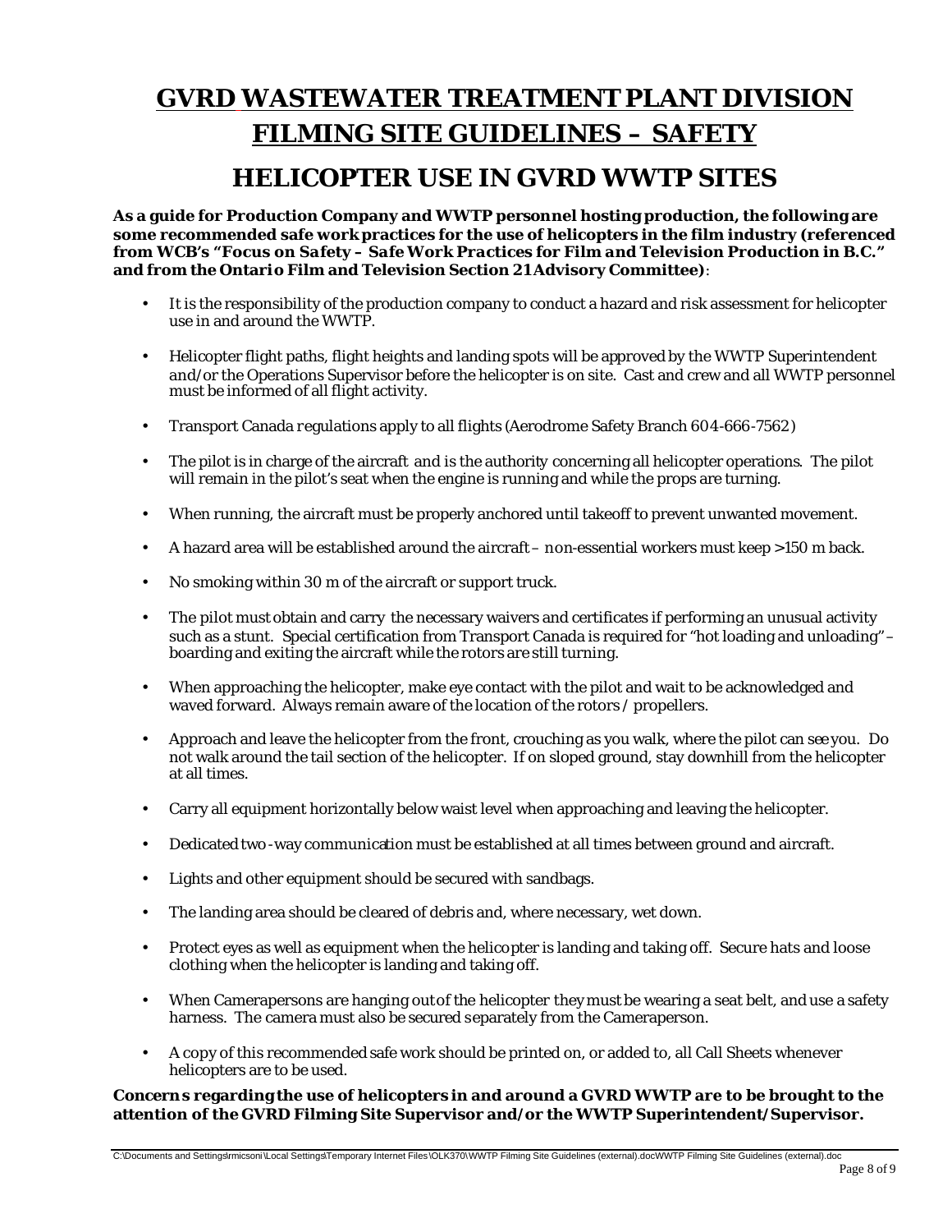# GVRD WASTEWATER TREATMENT PLANT DIVISION

# FILMING SITE GUIDELINES – SAFETY

## HELICOPTER USE IN GVRD WWTP SITES

***As a guide for Production Company and WWTP personnel hosting production, the following are some recommended safe work practices for the use of helicopters in the film industry (referenced from WCB's "Focus on Safety – Safe Work Practices for Film and Television Production in B.C." and from the Ontario Film and Television Section 21 Advisory Committee)***:

- It is the responsibility of the production company to conduct a hazard and risk assessment for helicopter use in and around the WWTP.
- Helicopter flight paths, flight heights and landing spots will be approved by the WWTP Superintendent and/or the Operations Supervisor before the helicopter is on site. Cast and crew and all WWTP personnel must be informed of all flight activity.
- Transport Canada regulations apply to all flights (Aerodrome Safety Branch 604-666-7562)
- The pilot is in charge of the aircraft and is the authority concerning all helicopter operations. The pilot will remain in the pilot's seat when the engine is running and while the props are turning.
- When running, the aircraft must be properly anchored until takeoff to prevent unwanted movement.
- A hazard area will be established around the aircraft – non-essential workers must keep >150 m back.
- No smoking within 30 m of the aircraft or support truck.
- The pilot must obtain and carry the necessary waivers and certificates if performing an unusual activity such as a stunt. Special certification from Transport Canada is required for "hot loading and unloading" – boarding and exiting the aircraft while the rotors are still turning.
- When approaching the helicopter, make eye contact with the pilot and wait to be acknowledged and waved forward. Always remain aware of the location of the rotors / propellers.
- Approach and leave the helicopter from the front, crouching as you walk, where the pilot can see you. Do not walk around the tail section of the helicopter. If on sloped ground, stay downhill from the helicopter at all times.
- Carry all equipment horizontally below waist level when approaching and leaving the helicopter.
- Dedicated two-way communication must be established at all times between ground and aircraft.
- Lights and other equipment should be secured with sandbags.
- The landing area should be cleared of debris and, where necessary, wet down.
- Protect eyes as well as equipment when the helicopter is landing and taking off. Secure hats and loose clothing when the helicopter is landing and taking off.
- When Camerapersons are hanging out of the helicopter they must be wearing a seat belt, and use a safety harness. The camera must also be secured separately from the Cameraperson.
- A copy of this recommended safe work should be printed on, or added to, all Call Sheets whenever helicopters are to be used.

**Concerns regarding the use of helicopters in and around a GVRD WWTP are to be brought to the attention of the GVRD Filming Site Supervisor and/or the WWTP Superintendent/Supervisor.**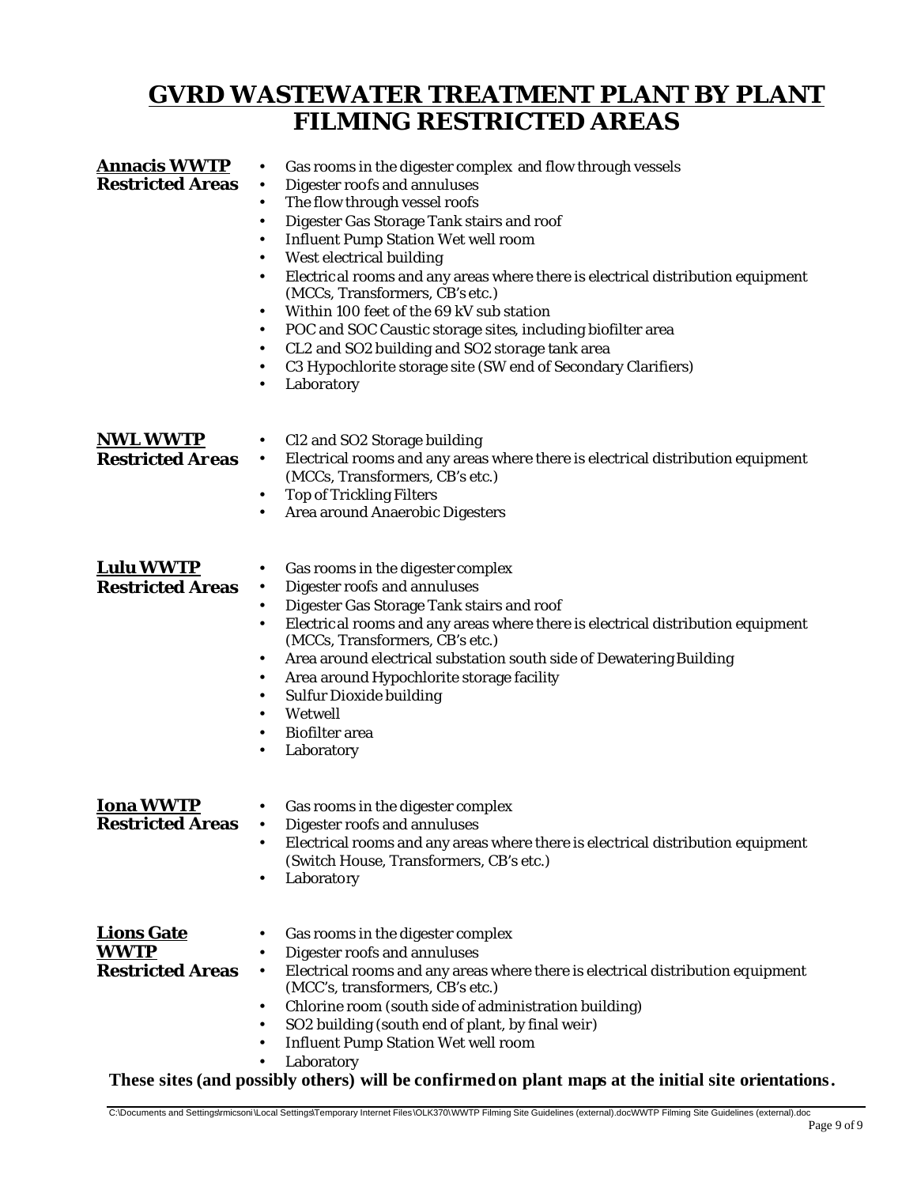# GVRD WASTEWATER TREATMENT PLANT BY PLANT FILMING RESTRICTED AREAS

**Annacis WWTP Restricted Areas**

- Gas rooms in the digester complex and flow through vessels
- Digester roofs and annuluses
- The flow through vessel roofs
- Digester Gas Storage Tank stairs and roof
- Influent Pump Station Wet well room
- West electrical building
- Electrical rooms and any areas where there is electrical distribution equipment (MCCs, Transformers, CB's etc.)
- Within 100 feet of the 69 kV sub station
- POC and SOC Caustic storage sites, including biofilter area
- CL2 and SO2 building and SO2 storage tank area
- C3 Hypochlorite storage site (SW end of Secondary Clarifiers)
- Laboratory

**NWL WWTP Restricted Areas**

- Cl2 and SO2 Storage building
- Electrical rooms and any areas where there is electrical distribution equipment (MCCs, Transformers, CB's etc.)
- Top of Trickling Filters
- Area around Anaerobic Digesters

**Lulu WWTP Restricted Areas**

- Gas rooms in the digester complex
- Digester roofs and annuluses
- Digester Gas Storage Tank stairs and roof
- Electrical rooms and any areas where there is electrical distribution equipment (MCCs, Transformers, CB's etc.)
- Area around electrical substation south side of Dewatering Building
- Area around Hypochlorite storage facility
- Sulfur Dioxide building
- Wetwell
- Biofilter area
- Laboratory

**Iona WWTP Restricted Areas**

- Gas rooms in the digester complex
- Digester roofs and annuluses
- Electrical rooms and any areas where there is electrical distribution equipment (Switch House, Transformers, CB's etc.)
- Laboratory

**Lions Gate WWTP Restricted Areas**

- Gas rooms in the digester complex
- Digester roofs and annuluses
- Electrical rooms and any areas where there is electrical distribution equipment (MCC's, transformers, CB's etc.)
- Chlorine room (south side of administration building)
- SO2 building (south end of plant, by final weir)
- Influent Pump Station Wet well room
- Laboratory

**These sites (and possibly others) will be confirmed on plant maps at the initial site orientations.**